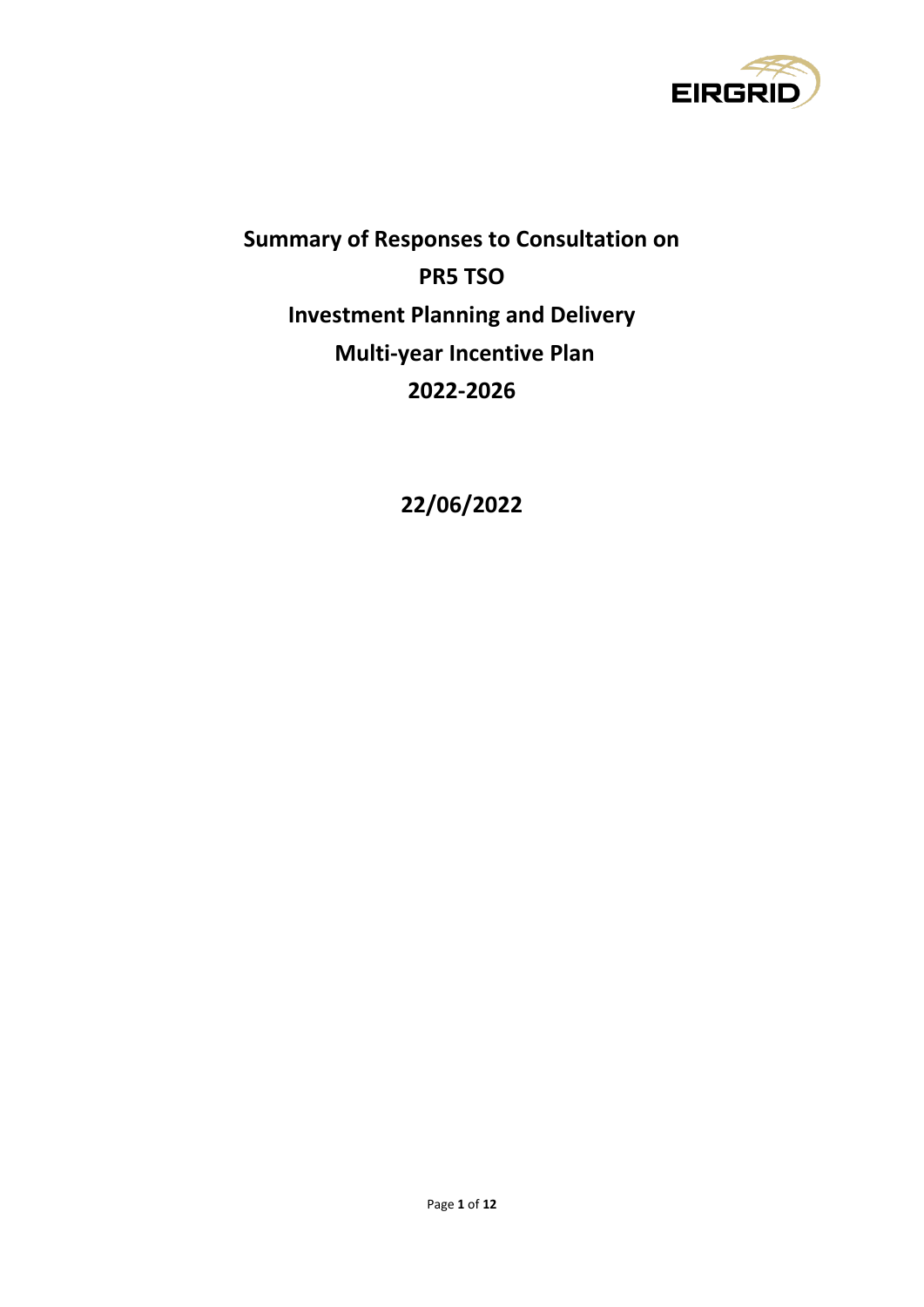# Summary of Responses to Consultation on PR5 TSO Investment Planning and Delivery Multi-year Incentive Plan 2022-2026

**22/06/2022**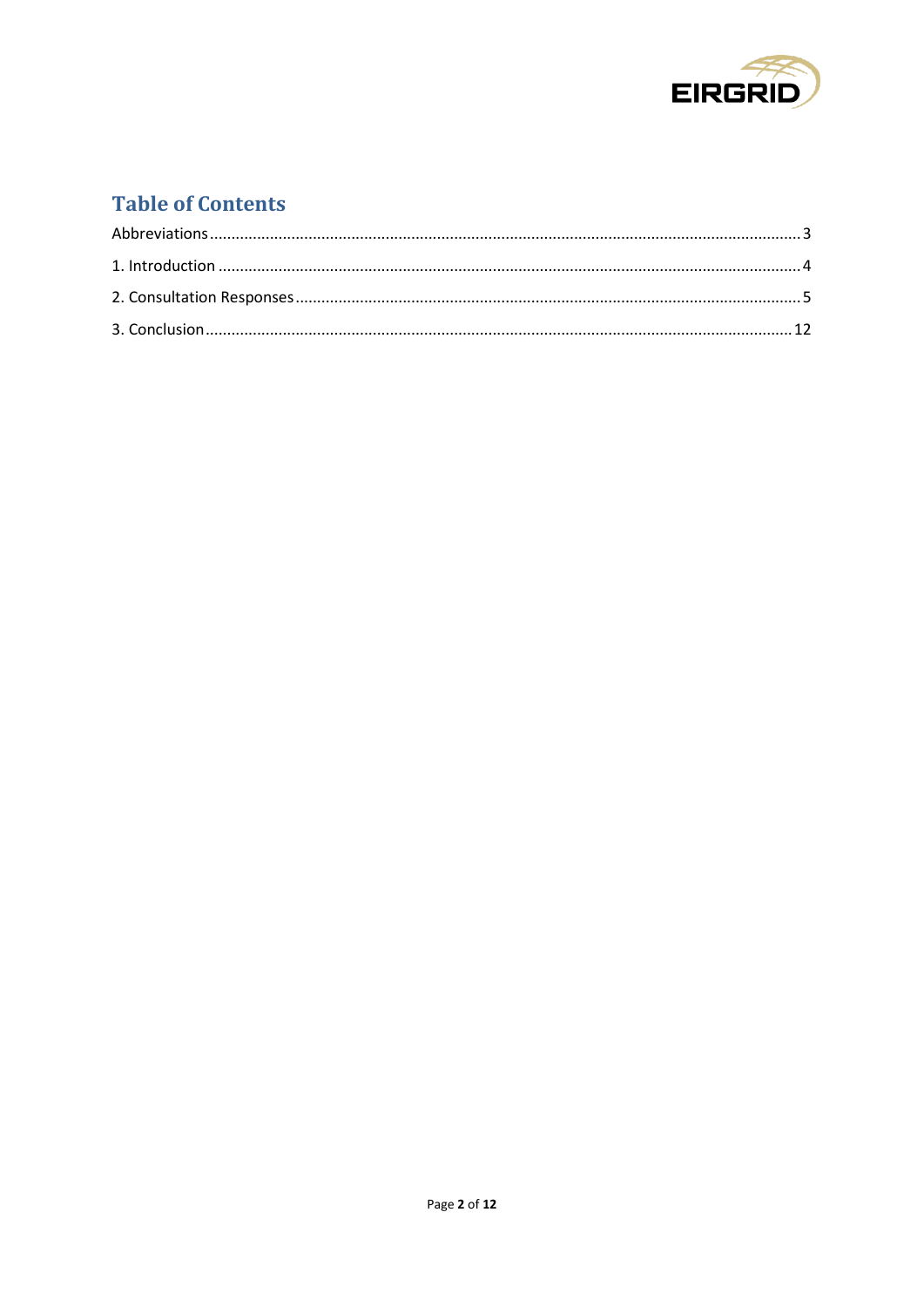# Table of Contents

Abbreviations .......... 3

1. Introduction .......... 4

2. Consultation Responses .......... 5

3. Conclusion .......... 12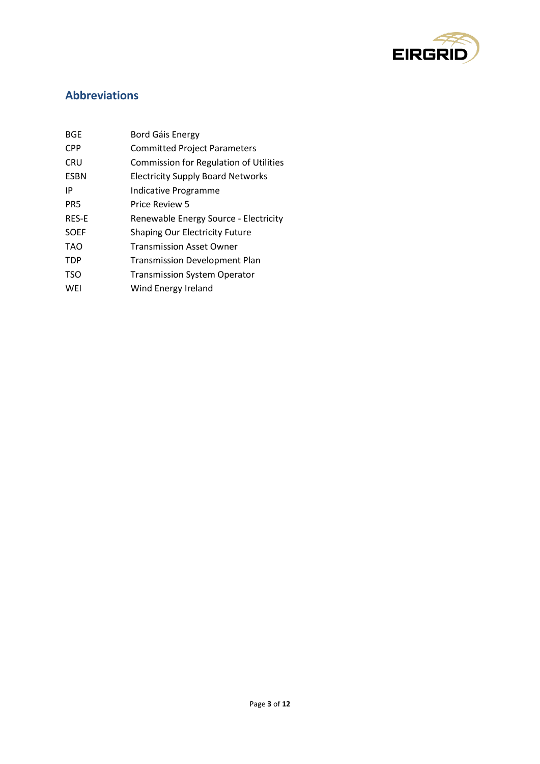## Abbreviations

| | |
|---|---|
| BGE | Bord Gáis Energy |
| CPP | Committed Project Parameters |
| CRU | Commission for Regulation of Utilities |
| ESBN | Electricity Supply Board Networks |
| IP | Indicative Programme |
| PR5 | Price Review 5 |
| RES-E | Renewable Energy Source - Electricity |
| SOEF | Shaping Our Electricity Future |
| TAO | Transmission Asset Owner |
| TDP | Transmission Development Plan |
| TSO | Transmission System Operator |
| WEI | Wind Energy Ireland |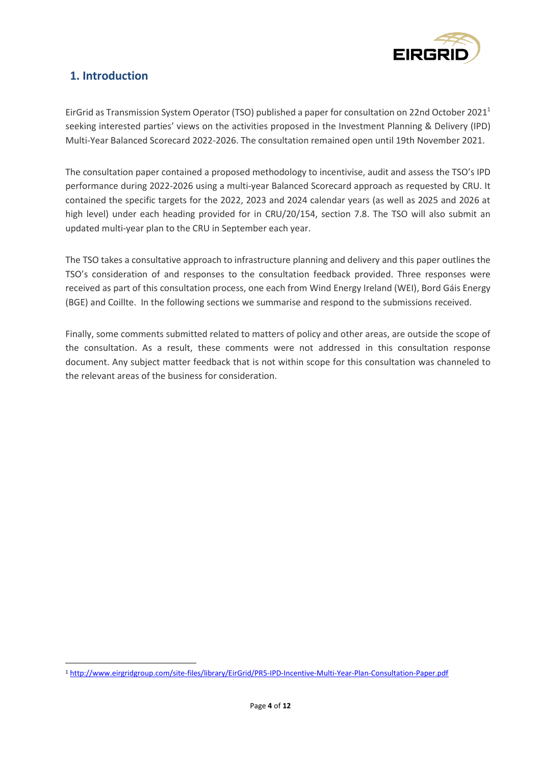## 1. Introduction

EirGrid as Transmission System Operator (TSO) published a paper for consultation on 22nd October 2021[1] seeking interested parties' views on the activities proposed in the Investment Planning & Delivery (IPD) Multi-Year Balanced Scorecard 2022-2026. The consultation remained open until 19th November 2021.

The consultation paper contained a proposed methodology to incentivise, audit and assess the TSO's IPD performance during 2022-2026 using a multi-year Balanced Scorecard approach as requested by CRU. It contained the specific targets for the 2022, 2023 and 2024 calendar years (as well as 2025 and 2026 at high level) under each heading provided for in CRU/20/154, section 7.8. The TSO will also submit an updated multi-year plan to the CRU in September each year.

The TSO takes a consultative approach to infrastructure planning and delivery and this paper outlines the TSO's consideration of and responses to the consultation feedback provided. Three responses were received as part of this consultation process, one each from Wind Energy Ireland (WEI), Bord Gáis Energy (BGE) and Coillte. In the following sections we summarise and respond to the submissions received.

Finally, some comments submitted related to matters of policy and other areas, are outside the scope of the consultation. As a result, these comments were not addressed in this consultation response document. Any subject matter feedback that is not within scope for this consultation was channeled to the relevant areas of the business for consideration.

[1] http://www.eirgridgroup.com/site-files/library/EirGrid/PR5-IPD-Incentive-Multi-Year-Plan-Consultation-Paper.pdf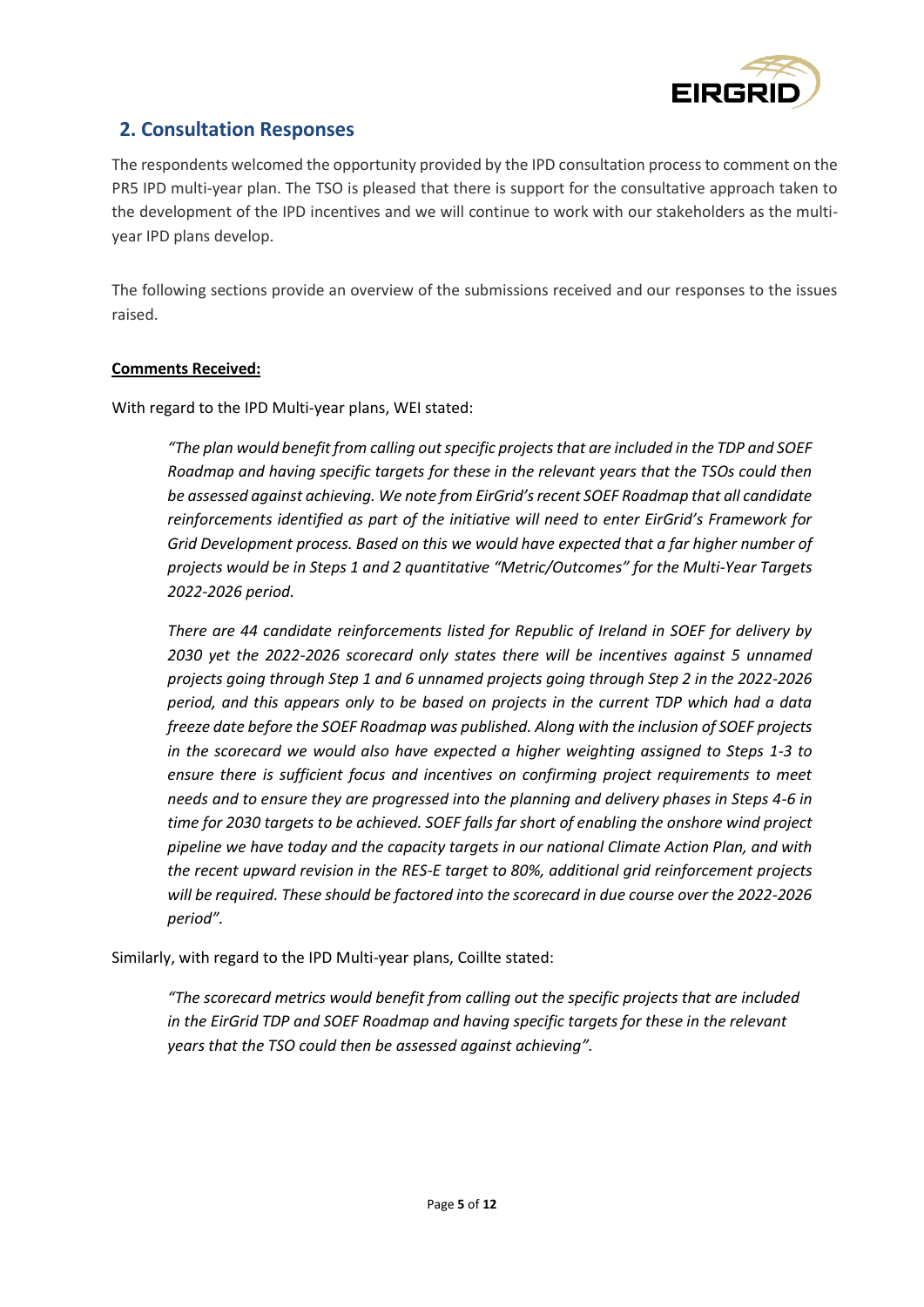## 2. Consultation Responses

The respondents welcomed the opportunity provided by the IPD consultation process to comment on the PR5 IPD multi-year plan. The TSO is pleased that there is support for the consultative approach taken to the development of the IPD incentives and we will continue to work with our stakeholders as the multi-year IPD plans develop.

The following sections provide an overview of the submissions received and our responses to the issues raised.

**Comments Received:**

With regard to the IPD Multi-year plans, WEI stated:

> *"The plan would benefit from calling out specific projects that are included in the TDP and SOEF Roadmap and having specific targets for these in the relevant years that the TSOs could then be assessed against achieving. We note from EirGrid's recent SOEF Roadmap that all candidate reinforcements identified as part of the initiative will need to enter EirGrid's Framework for Grid Development process. Based on this we would have expected that a far higher number of projects would be in Steps 1 and 2 quantitative "Metric/Outcomes" for the Multi-Year Targets 2022-2026 period.*
>
> *There are 44 candidate reinforcements listed for Republic of Ireland in SOEF for delivery by 2030 yet the 2022-2026 scorecard only states there will be incentives against 5 unnamed projects going through Step 1 and 6 unnamed projects going through Step 2 in the 2022-2026 period, and this appears only to be based on projects in the current TDP which had a data freeze date before the SOEF Roadmap was published. Along with the inclusion of SOEF projects in the scorecard we would also have expected a higher weighting assigned to Steps 1-3 to ensure there is sufficient focus and incentives on confirming project requirements to meet needs and to ensure they are progressed into the planning and delivery phases in Steps 4-6 in time for 2030 targets to be achieved. SOEF falls far short of enabling the onshore wind project pipeline we have today and the capacity targets in our national Climate Action Plan, and with the recent upward revision in the RES-E target to 80%, additional grid reinforcement projects will be required. These should be factored into the scorecard in due course over the 2022-2026 period".*

Similarly, with regard to the IPD Multi-year plans, Coillte stated:

> *"The scorecard metrics would benefit from calling out the specific projects that are included in the EirGrid TDP and SOEF Roadmap and having specific targets for these in the relevant years that the TSO could then be assessed against achieving".*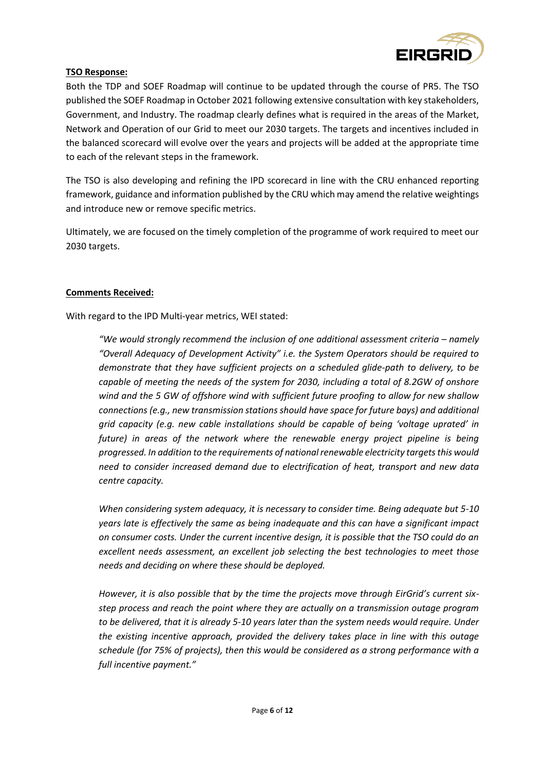**TSO Response:**

Both the TDP and SOEF Roadmap will continue to be updated through the course of PR5. The TSO published the SOEF Roadmap in October 2021 following extensive consultation with key stakeholders, Government, and Industry. The roadmap clearly defines what is required in the areas of the Market, Network and Operation of our Grid to meet our 2030 targets. The targets and incentives included in the balanced scorecard will evolve over the years and projects will be added at the appropriate time to each of the relevant steps in the framework.

The TSO is also developing and refining the IPD scorecard in line with the CRU enhanced reporting framework, guidance and information published by the CRU which may amend the relative weightings and introduce new or remove specific metrics.

Ultimately, we are focused on the timely completion of the programme of work required to meet our 2030 targets.

**Comments Received:**

With regard to the IPD Multi-year metrics, WEI stated:

> *"We would strongly recommend the inclusion of one additional assessment criteria – namely "Overall Adequacy of Development Activity" i.e. the System Operators should be required to demonstrate that they have sufficient projects on a scheduled glide-path to delivery, to be capable of meeting the needs of the system for 2030, including a total of 8.2GW of onshore wind and the 5 GW of offshore wind with sufficient future proofing to allow for new shallow connections (e.g., new transmission stations should have space for future bays) and additional grid capacity (e.g. new cable installations should be capable of being 'voltage uprated' in future) in areas of the network where the renewable energy project pipeline is being progressed. In addition to the requirements of national renewable electricity targets this would need to consider increased demand due to electrification of heat, transport and new data centre capacity.*
>
> *When considering system adequacy, it is necessary to consider time. Being adequate but 5-10 years late is effectively the same as being inadequate and this can have a significant impact on consumer costs. Under the current incentive design, it is possible that the TSO could do an excellent needs assessment, an excellent job selecting the best technologies to meet those needs and deciding on where these should be deployed.*
>
> *However, it is also possible that by the time the projects move through EirGrid's current six-step process and reach the point where they are actually on a transmission outage program to be delivered, that it is already 5-10 years later than the system needs would require. Under the existing incentive approach, provided the delivery takes place in line with this outage schedule (for 75% of projects), then this would be considered as a strong performance with a full incentive payment."*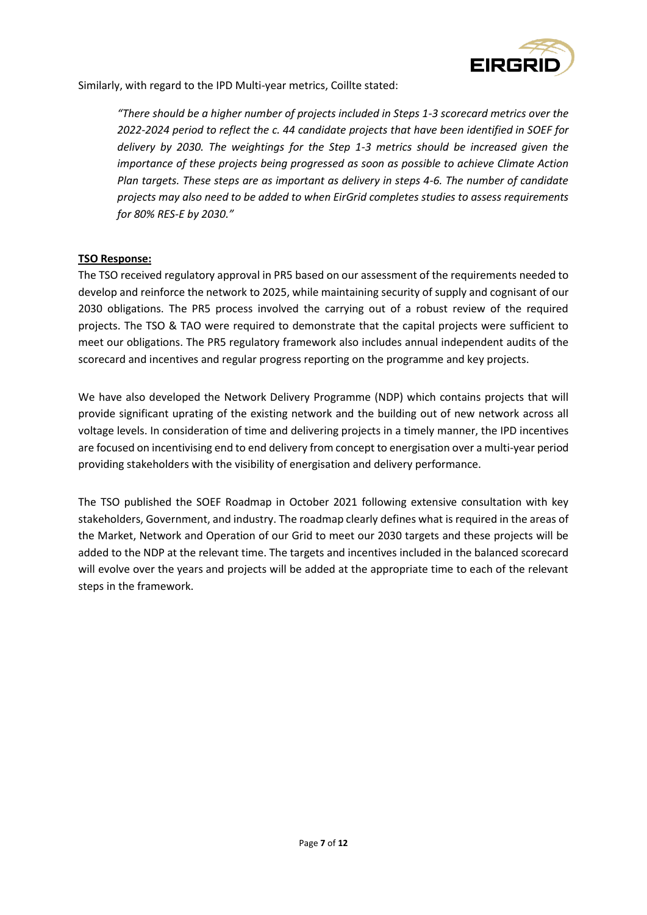Similarly, with regard to the IPD Multi-year metrics, Coillte stated:

> *"There should be a higher number of projects included in Steps 1-3 scorecard metrics over the 2022-2024 period to reflect the c. 44 candidate projects that have been identified in SOEF for delivery by 2030. The weightings for the Step 1-3 metrics should be increased given the importance of these projects being progressed as soon as possible to achieve Climate Action Plan targets. These steps are as important as delivery in steps 4-6. The number of candidate projects may also need to be added to when EirGrid completes studies to assess requirements for 80% RES-E by 2030."*

**TSO Response:**

The TSO received regulatory approval in PR5 based on our assessment of the requirements needed to develop and reinforce the network to 2025, while maintaining security of supply and cognisant of our 2030 obligations. The PR5 process involved the carrying out of a robust review of the required projects. The TSO & TAO were required to demonstrate that the capital projects were sufficient to meet our obligations. The PR5 regulatory framework also includes annual independent audits of the scorecard and incentives and regular progress reporting on the programme and key projects.

We have also developed the Network Delivery Programme (NDP) which contains projects that will provide significant uprating of the existing network and the building out of new network across all voltage levels. In consideration of time and delivering projects in a timely manner, the IPD incentives are focused on incentivising end to end delivery from concept to energisation over a multi-year period providing stakeholders with the visibility of energisation and delivery performance.

The TSO published the SOEF Roadmap in October 2021 following extensive consultation with key stakeholders, Government, and industry. The roadmap clearly defines what is required in the areas of the Market, Network and Operation of our Grid to meet our 2030 targets and these projects will be added to the NDP at the relevant time. The targets and incentives included in the balanced scorecard will evolve over the years and projects will be added at the appropriate time to each of the relevant steps in the framework.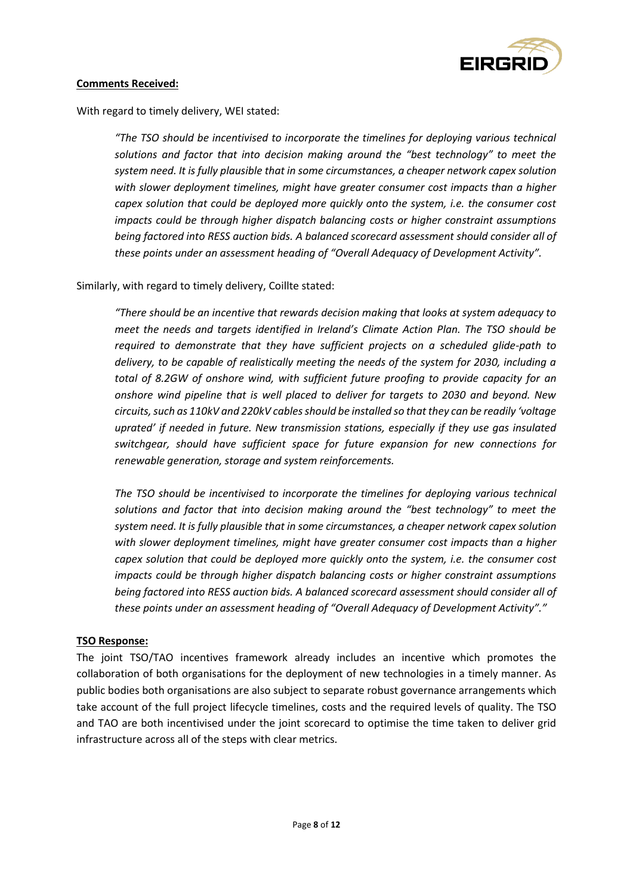**Comments Received:**

With regard to timely delivery, WEI stated:

> *"The TSO should be incentivised to incorporate the timelines for deploying various technical solutions and factor that into decision making around the "best technology" to meet the system need. It is fully plausible that in some circumstances, a cheaper network capex solution with slower deployment timelines, might have greater consumer cost impacts than a higher capex solution that could be deployed more quickly onto the system, i.e. the consumer cost impacts could be through higher dispatch balancing costs or higher constraint assumptions being factored into RESS auction bids. A balanced scorecard assessment should consider all of these points under an assessment heading of "Overall Adequacy of Development Activity".*

Similarly, with regard to timely delivery, Coillte stated:

> *"There should be an incentive that rewards decision making that looks at system adequacy to meet the needs and targets identified in Ireland's Climate Action Plan. The TSO should be required to demonstrate that they have sufficient projects on a scheduled glide-path to delivery, to be capable of realistically meeting the needs of the system for 2030, including a total of 8.2GW of onshore wind, with sufficient future proofing to provide capacity for an onshore wind pipeline that is well placed to deliver for targets to 2030 and beyond. New circuits, such as 110kV and 220kV cables should be installed so that they can be readily 'voltage uprated' if needed in future. New transmission stations, especially if they use gas insulated switchgear, should have sufficient space for future expansion for new connections for renewable generation, storage and system reinforcements.*
>
> *The TSO should be incentivised to incorporate the timelines for deploying various technical solutions and factor that into decision making around the "best technology" to meet the system need. It is fully plausible that in some circumstances, a cheaper network capex solution with slower deployment timelines, might have greater consumer cost impacts than a higher capex solution that could be deployed more quickly onto the system, i.e. the consumer cost impacts could be through higher dispatch balancing costs or higher constraint assumptions being factored into RESS auction bids. A balanced scorecard assessment should consider all of these points under an assessment heading of "Overall Adequacy of Development Activity"."*

**TSO Response:**

The joint TSO/TAO incentives framework already includes an incentive which promotes the collaboration of both organisations for the deployment of new technologies in a timely manner. As public bodies both organisations are also subject to separate robust governance arrangements which take account of the full project lifecycle timelines, costs and the required levels of quality. The TSO and TAO are both incentivised under the joint scorecard to optimise the time taken to deliver grid infrastructure across all of the steps with clear metrics.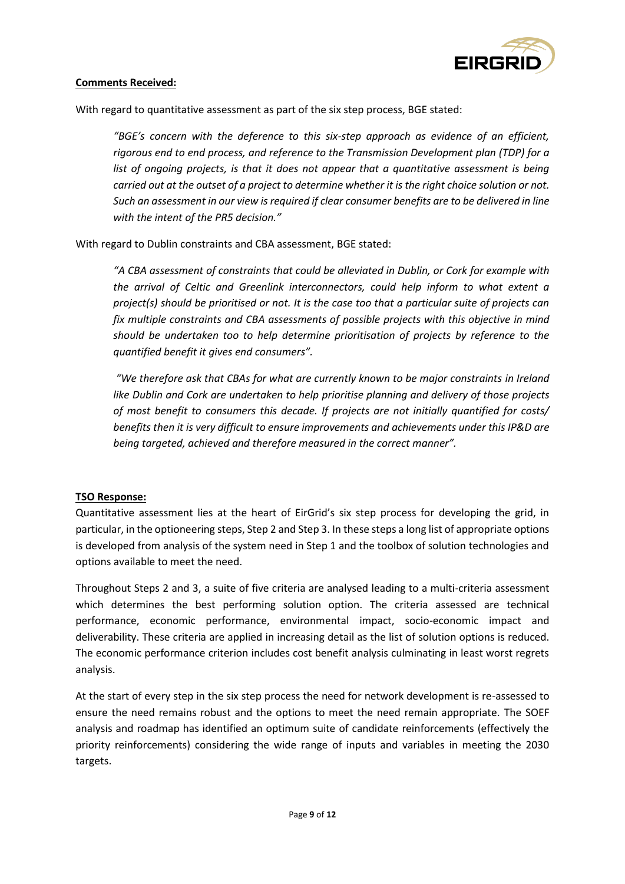**Comments Received:**

With regard to quantitative assessment as part of the six step process, BGE stated:

> *"BGE's concern with the deference to this six-step approach as evidence of an efficient, rigorous end to end process, and reference to the Transmission Development plan (TDP) for a list of ongoing projects, is that it does not appear that a quantitative assessment is being carried out at the outset of a project to determine whether it is the right choice solution or not. Such an assessment in our view is required if clear consumer benefits are to be delivered in line with the intent of the PR5 decision."*

With regard to Dublin constraints and CBA assessment, BGE stated:

> *"A CBA assessment of constraints that could be alleviated in Dublin, or Cork for example with the arrival of Celtic and Greenlink interconnectors, could help inform to what extent a project(s) should be prioritised or not. It is the case too that a particular suite of projects can fix multiple constraints and CBA assessments of possible projects with this objective in mind should be undertaken too to help determine prioritisation of projects by reference to the quantified benefit it gives end consumers".*
>
> *"We therefore ask that CBAs for what are currently known to be major constraints in Ireland like Dublin and Cork are undertaken to help prioritise planning and delivery of those projects of most benefit to consumers this decade. If projects are not initially quantified for costs/ benefits then it is very difficult to ensure improvements and achievements under this IP&D are being targeted, achieved and therefore measured in the correct manner".*

**TSO Response:**

Quantitative assessment lies at the heart of EirGrid's six step process for developing the grid, in particular, in the optioneering steps, Step 2 and Step 3. In these steps a long list of appropriate options is developed from analysis of the system need in Step 1 and the toolbox of solution technologies and options available to meet the need.

Throughout Steps 2 and 3, a suite of five criteria are analysed leading to a multi-criteria assessment which determines the best performing solution option. The criteria assessed are technical performance, economic performance, environmental impact, socio-economic impact and deliverability. These criteria are applied in increasing detail as the list of solution options is reduced. The economic performance criterion includes cost benefit analysis culminating in least worst regrets analysis.

At the start of every step in the six step process the need for network development is re-assessed to ensure the need remains robust and the options to meet the need remain appropriate. The SOEF analysis and roadmap has identified an optimum suite of candidate reinforcements (effectively the priority reinforcements) considering the wide range of inputs and variables in meeting the 2030 targets.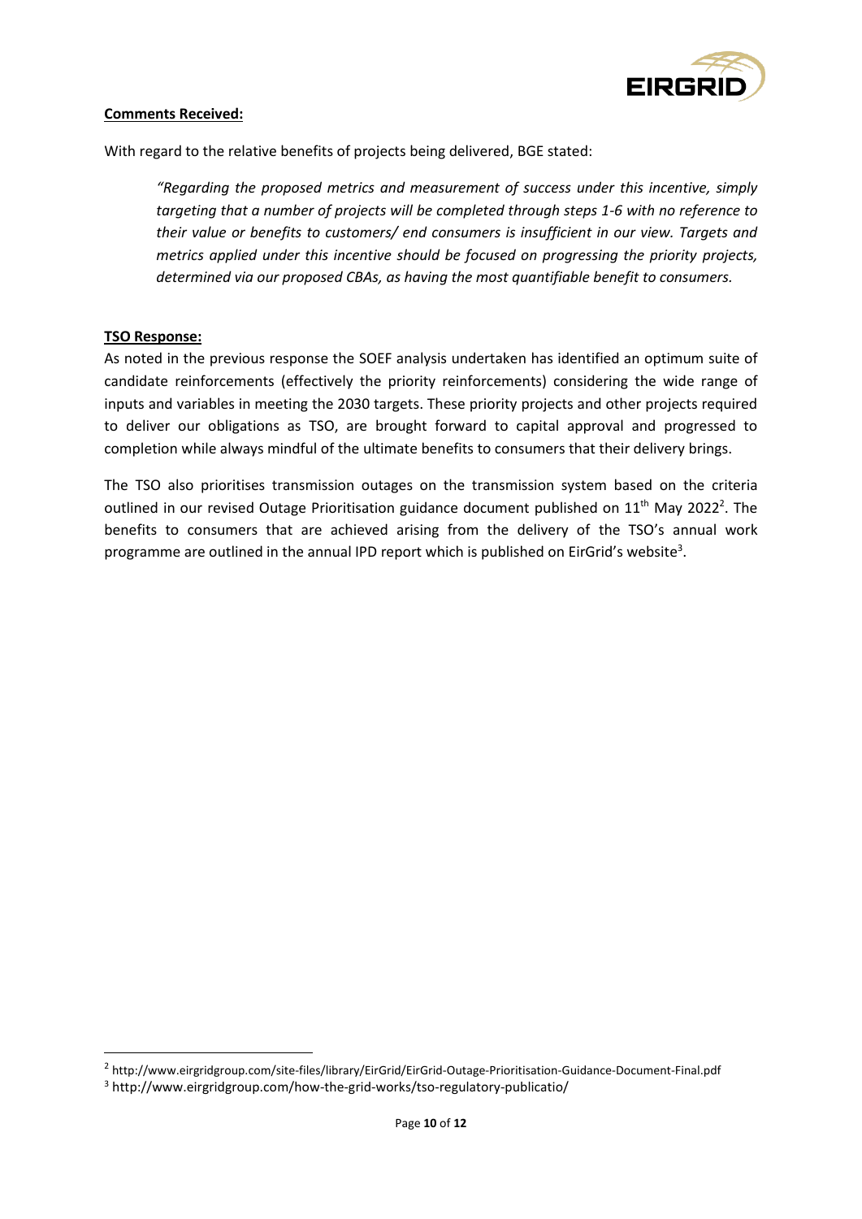**Comments Received:**

With regard to the relative benefits of projects being delivered, BGE stated:

> *"Regarding the proposed metrics and measurement of success under this incentive, simply targeting that a number of projects will be completed through steps 1-6 with no reference to their value or benefits to customers/ end consumers is insufficient in our view. Targets and metrics applied under this incentive should be focused on progressing the priority projects, determined via our proposed CBAs, as having the most quantifiable benefit to consumers.*

**TSO Response:**

As noted in the previous response the SOEF analysis undertaken has identified an optimum suite of candidate reinforcements (effectively the priority reinforcements) considering the wide range of inputs and variables in meeting the 2030 targets. These priority projects and other projects required to deliver our obligations as TSO, are brought forward to capital approval and progressed to completion while always mindful of the ultimate benefits to consumers that their delivery brings.

The TSO also prioritises transmission outages on the transmission system based on the criteria outlined in our revised Outage Prioritisation guidance document published on 11th May 2022[2]. The benefits to consumers that are achieved arising from the delivery of the TSO's annual work programme are outlined in the annual IPD report which is published on EirGrid's website[3].

---

[2] http://www.eirgridgroup.com/site-files/library/EirGrid/EirGrid-Outage-Prioritisation-Guidance-Document-Final.pdf

[3] http://www.eirgridgroup.com/how-the-grid-works/tso-regulatory-publicatio/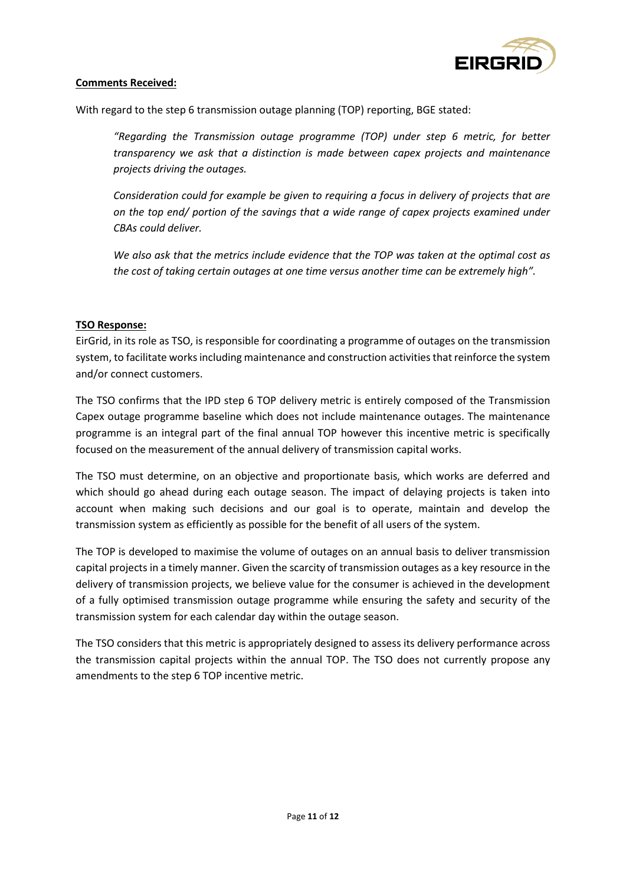**Comments Received:**

With regard to the step 6 transmission outage planning (TOP) reporting, BGE stated:

> *"Regarding the Transmission outage programme (TOP) under step 6 metric, for better transparency we ask that a distinction is made between capex projects and maintenance projects driving the outages.*
>
> *Consideration could for example be given to requiring a focus in delivery of projects that are on the top end/ portion of the savings that a wide range of capex projects examined under CBAs could deliver.*
>
> *We also ask that the metrics include evidence that the TOP was taken at the optimal cost as the cost of taking certain outages at one time versus another time can be extremely high".*

**TSO Response:**

EirGrid, in its role as TSO, is responsible for coordinating a programme of outages on the transmission system, to facilitate works including maintenance and construction activities that reinforce the system and/or connect customers.

The TSO confirms that the IPD step 6 TOP delivery metric is entirely composed of the Transmission Capex outage programme baseline which does not include maintenance outages. The maintenance programme is an integral part of the final annual TOP however this incentive metric is specifically focused on the measurement of the annual delivery of transmission capital works.

The TSO must determine, on an objective and proportionate basis, which works are deferred and which should go ahead during each outage season. The impact of delaying projects is taken into account when making such decisions and our goal is to operate, maintain and develop the transmission system as efficiently as possible for the benefit of all users of the system.

The TOP is developed to maximise the volume of outages on an annual basis to deliver transmission capital projects in a timely manner. Given the scarcity of transmission outages as a key resource in the delivery of transmission projects, we believe value for the consumer is achieved in the development of a fully optimised transmission outage programme while ensuring the safety and security of the transmission system for each calendar day within the outage season.

The TSO considers that this metric is appropriately designed to assess its delivery performance across the transmission capital projects within the annual TOP. The TSO does not currently propose any amendments to the step 6 TOP incentive metric.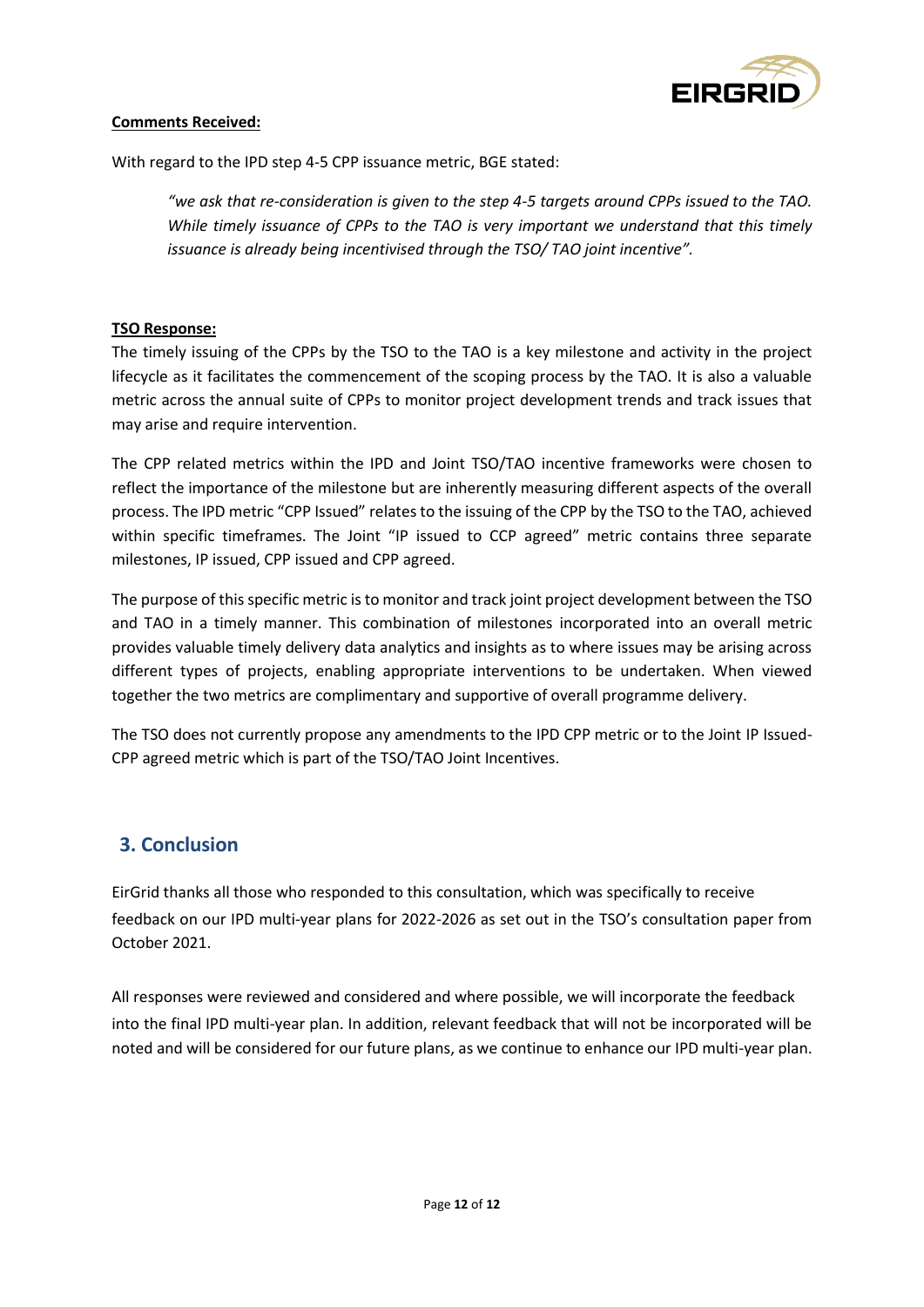**Comments Received:**

With regard to the IPD step 4-5 CPP issuance metric, BGE stated:

> *"we ask that re-consideration is given to the step 4-5 targets around CPPs issued to the TAO. While timely issuance of CPPs to the TAO is very important we understand that this timely issuance is already being incentivised through the TSO/ TAO joint incentive".*

**TSO Response:**

The timely issuing of the CPPs by the TSO to the TAO is a key milestone and activity in the project lifecycle as it facilitates the commencement of the scoping process by the TAO. It is also a valuable metric across the annual suite of CPPs to monitor project development trends and track issues that may arise and require intervention.

The CPP related metrics within the IPD and Joint TSO/TAO incentive frameworks were chosen to reflect the importance of the milestone but are inherently measuring different aspects of the overall process. The IPD metric "CPP Issued" relates to the issuing of the CPP by the TSO to the TAO, achieved within specific timeframes. The Joint "IP issued to CCP agreed" metric contains three separate milestones, IP issued, CPP issued and CPP agreed.

The purpose of this specific metric is to monitor and track joint project development between the TSO and TAO in a timely manner. This combination of milestones incorporated into an overall metric provides valuable timely delivery data analytics and insights as to where issues may be arising across different types of projects, enabling appropriate interventions to be undertaken. When viewed together the two metrics are complimentary and supportive of overall programme delivery.

The TSO does not currently propose any amendments to the IPD CPP metric or to the Joint IP Issued-CPP agreed metric which is part of the TSO/TAO Joint Incentives.

## 3. Conclusion

EirGrid thanks all those who responded to this consultation, which was specifically to receive feedback on our IPD multi-year plans for 2022-2026 as set out in the TSO's consultation paper from October 2021.

All responses were reviewed and considered and where possible, we will incorporate the feedback into the final IPD multi-year plan. In addition, relevant feedback that will not be incorporated will be noted and will be considered for our future plans, as we continue to enhance our IPD multi-year plan.